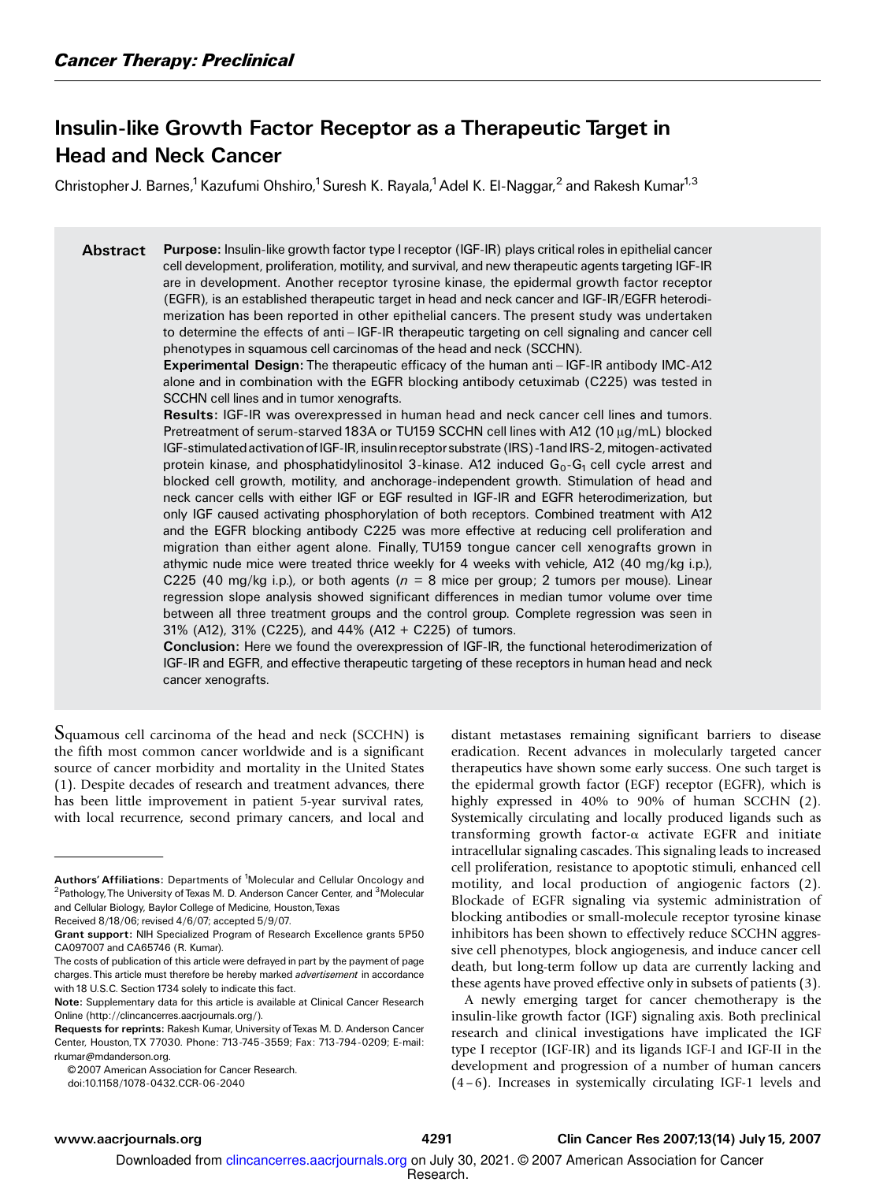Cancer Therapy: Preclinical

# Insulin-like Growth Factor Receptor as a Therapeutic Target in Head and Neck Cancer

Christopher J. Barnes,[1] Kazufumi Ohshiro,[1] Suresh K. Rayala,[1] Adel K. El-Naggar,[2] and Rakesh Kumar[1,3]

## Abstract

**Purpose:** Insulin-like growth factor type I receptor (IGF-IR) plays critical roles in epithelial cancer cell development, proliferation, motility, and survival, and new therapeutic agents targeting IGF-IR are in development. Another receptor tyrosine kinase, the epidermal growth factor receptor (EGFR), is an established therapeutic target in head and neck cancer and IGF-IR/EGFR heterodimerization has been reported in other epithelial cancers. The present study was undertaken to determine the effects of anti – IGF-IR therapeutic targeting on cell signaling and cancer cell phenotypes in squamous cell carcinomas of the head and neck (SCCHN).

**Experimental Design:** The therapeutic efficacy of the human anti – IGF-IR antibody IMC-A12 alone and in combination with the EGFR blocking antibody cetuximab (C225) was tested in SCCHN cell lines and in tumor xenografts.

**Results:** IGF-IR was overexpressed in human head and neck cancer cell lines and tumors. Pretreatment of serum-starved 183A or TU159 SCCHN cell lines with A12 (10 μg/mL) blocked IGF-stimulated activation of IGF-IR, insulin receptor substrate (IRS) -1 and IRS-2, mitogen-activated protein kinase, and phosphatidylinositol 3-kinase. A12 induced $G_0$-$G_1$ cell cycle arrest and blocked cell growth, motility, and anchorage-independent growth. Stimulation of head and neck cancer cells with either IGF or EGF resulted in IGF-IR and EGFR heterodimerization, but only IGF caused activating phosphorylation of both receptors. Combined treatment with A12 and the EGFR blocking antibody C225 was more effective at reducing cell proliferation and migration than either agent alone. Finally, TU159 tongue cancer cell xenografts grown in athymic nude mice were treated thrice weekly for 4 weeks with vehicle, A12 (40 mg/kg i.p.), C225 (40 mg/kg i.p.), or both agents ($n$ = 8 mice per group; 2 tumors per mouse). Linear regression slope analysis showed significant differences in median tumor volume over time between all three treatment groups and the control group. Complete regression was seen in 31% (A12), 31% (C225), and 44% (A12 + C225) of tumors.

**Conclusion:** Here we found the overexpression of IGF-IR, the functional heterodimerization of IGF-IR and EGFR, and effective therapeutic targeting of these receptors in human head and neck cancer xenografts.

Squamous cell carcinoma of the head and neck (SCCHN) is the fifth most common cancer worldwide and is a significant source of cancer morbidity and mortality in the United States (1). Despite decades of research and treatment advances, there has been little improvement in patient 5-year survival rates, with local recurrence, second primary cancers, and local and distant metastases remaining significant barriers to disease eradication. Recent advances in molecularly targeted cancer therapeutics have shown some early success. One such target is the epidermal growth factor (EGF) receptor (EGFR), which is highly expressed in 40% to 90% of human SCCHN (2). Systemically circulating and locally produced ligands such as transforming growth factor-α activate EGFR and initiate intracellular signaling cascades. This signaling leads to increased cell proliferation, resistance to apoptotic stimuli, enhanced cell motility, and local production of angiogenic factors (2). Blockade of EGFR signaling via systemic administration of blocking antibodies or small-molecule receptor tyrosine kinase inhibitors has been shown to effectively reduce SCCHN aggressive cell phenotypes, block angiogenesis, and induce cancer cell death, but long-term follow up data are currently lacking and these agents have proved effective only in subsets of patients (3).

A newly emerging target for cancer chemotherapy is the insulin-like growth factor (IGF) signaling axis. Both preclinical research and clinical investigations have implicated the IGF type I receptor (IGF-IR) and its ligands IGF-I and IGF-II in the development and progression of a number of human cancers (4–6). Increases in systemically circulating IGF-1 levels and

**Authors' Affiliations:** Departments of [1]Molecular and Cellular Oncology and [2]Pathology, The University of Texas M. D. Anderson Cancer Center, and [3]Molecular and Cellular Biology, Baylor College of Medicine, Houston, Texas

Received 8/18/06; revised 4/6/07; accepted 5/9/07.

**Grant support:** NIH Specialized Program of Research Excellence grants 5P50 CA097007 and CA65746 (R. Kumar).

The costs of publication of this article were defrayed in part by the payment of page charges. This article must therefore be hereby marked *advertisement* in accordance with 18 U.S.C. Section 1734 solely to indicate this fact.

**Note:** Supplementary data for this article is available at Clinical Cancer Research Online (http://clincancerres.aacrjournals.org/).

**Requests for reprints:** Rakesh Kumar, University of Texas M. D. Anderson Cancer Center, Houston, TX 77030. Phone: 713-745-3559; Fax: 713-794-0209; E-mail: rkumar@mdanderson.org.

© 2007 American Association for Cancer Research.

doi:10.1158/1078-0432.CCR-06-2040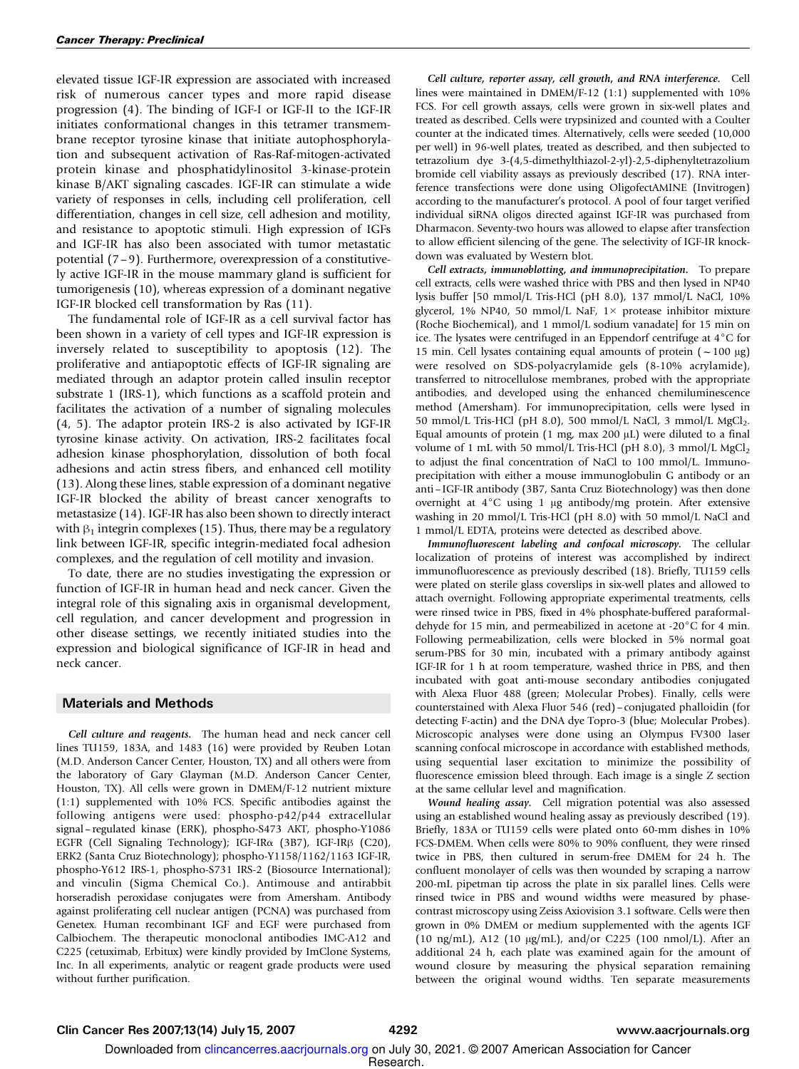elevated tissue IGF-IR expression are associated with increased risk of numerous cancer types and more rapid disease progression (4). The binding of IGF-I or IGF-II to the IGF-IR initiates conformational changes in this tetramer transmembrane receptor tyrosine kinase that initiate autophosphorylation and subsequent activation of Ras-Raf-mitogen-activated protein kinase and phosphatidylinositol 3-kinase-protein kinase B/AKT signaling cascades. IGF-IR can stimulate a wide variety of responses in cells, including cell proliferation, cell differentiation, changes in cell size, cell adhesion and motility, and resistance to apoptotic stimuli. High expression of IGFs and IGF-IR has also been associated with tumor metastatic potential (7–9). Furthermore, overexpression of a constitutively active IGF-IR in the mouse mammary gland is sufficient for tumorigenesis (10), whereas expression of a dominant negative IGF-IR blocked cell transformation by Ras (11).

The fundamental role of IGF-IR as a cell survival factor has been shown in a variety of cell types and IGF-IR expression is inversely related to susceptibility to apoptosis (12). The proliferative and antiapoptotic effects of IGF-IR signaling are mediated through an adaptor protein called insulin receptor substrate 1 (IRS-1), which functions as a scaffold protein and facilitates the activation of a number of signaling molecules (4, 5). The adaptor protein IRS-2 is also activated by IGF-IR tyrosine kinase activity. On activation, IRS-2 facilitates focal adhesion kinase phosphorylation, dissolution of both focal adhesions and actin stress fibers, and enhanced cell motility (13). Along these lines, stable expression of a dominant negative IGF-IR blocked the ability of breast cancer xenografts to metastasize (14). IGF-IR has also been shown to directly interact with $\beta_1$ integrin complexes (15). Thus, there may be a regulatory link between IGF-IR, specific integrin-mediated focal adhesion complexes, and the regulation of cell motility and invasion.

To date, there are no studies investigating the expression or function of IGF-IR in human head and neck cancer. Given the integral role of this signaling axis in organismal development, cell regulation, and cancer development and progression in other disease settings, we recently initiated studies into the expression and biological significance of IGF-IR in head and neck cancer.

## Materials and Methods

***Cell culture and reagents.*** The human head and neck cancer cell lines TU159, 183A, and 1483 (16) were provided by Reuben Lotan (M.D. Anderson Cancer Center, Houston, TX) and all others were from the laboratory of Gary Glayman (M.D. Anderson Cancer Center, Houston, TX). All cells were grown in DMEM/F-12 nutrient mixture (1:1) supplemented with 10% FCS. Specific antibodies against the following antigens were used: phospho-p42/p44 extracellular signal–regulated kinase (ERK), phospho-S473 AKT, phospho-Y1086 EGFR (Cell Signaling Technology); IGF-IRα (3B7), IGF-IRβ (C20), ERK2 (Santa Cruz Biotechnology); phospho-Y1158/1162/1163 IGF-IR, phospho-Y612 IRS-1, phospho-S731 IRS-2 (Biosource International); and vinculin (Sigma Chemical Co.). Antimouse and antirabbit horseradish peroxidase conjugates were from Amersham. Antibody against proliferating cell nuclear antigen (PCNA) was purchased from Genetex. Human recombinant IGF and EGF were purchased from Calbiochem. The therapeutic monoclonal antibodies IMC-A12 and C225 (cetuximab, Erbitux) were kindly provided by ImClone Systems, Inc. In all experiments, analytic or reagent grade products were used without further purification.

***Cell culture, reporter assay, cell growth, and RNA interference.*** Cell lines were maintained in DMEM/F-12 (1:1) supplemented with 10% FCS. For cell growth assays, cells were grown in six-well plates and treated as described. Cells were trypsinized and counted with a Coulter counter at the indicated times. Alternatively, cells were seeded (10,000 per well) in 96-well plates, treated as described, and then subjected to tetrazolium dye 3-(4,5-dimethylthiazol-2-yl)-2,5-diphenyltetrazolium bromide cell viability assays as previously described (17). RNA interference transfections were done using OligofectAMINE (Invitrogen) according to the manufacturer's protocol. A pool of four target verified individual siRNA oligos directed against IGF-IR was purchased from Dharmacon. Seventy-two hours was allowed to elapse after transfection to allow efficient silencing of the gene. The selectivity of IGF-IR knockdown was evaluated by Western blot.

***Cell extracts, immunoblotting, and immunoprecipitation.*** To prepare cell extracts, cells were washed thrice with PBS and then lysed in NP40 lysis buffer [50 mmol/L Tris-HCl (pH 8.0), 137 mmol/L NaCl, 10% glycerol, 1% NP40, 50 mmol/L NaF, 1× protease inhibitor mixture (Roche Biochemical), and 1 mmol/L sodium vanadate] for 15 min on ice. The lysates were centrifuged in an Eppendorf centrifuge at 4°C for 15 min. Cell lysates containing equal amounts of protein (~100 μg) were resolved on SDS-polyacrylamide gels (8-10% acrylamide), transferred to nitrocellulose membranes, probed with the appropriate antibodies, and developed using the enhanced chemiluminescence method (Amersham). For immunoprecipitation, cells were lysed in 50 mmol/L Tris-HCl (pH 8.0), 500 mmol/L NaCl, 3 mmol/L $MgCl_2$. Equal amounts of protein (1 mg, max 200 μL) were diluted to a final volume of 1 mL with 50 mmol/L Tris-HCl (pH 8.0), 3 mmol/L $MgCl_2$ to adjust the final concentration of NaCl to 100 mmol/L. Immunoprecipitation with either a mouse immunoglobulin G antibody or an anti–IGF-IR antibody (3B7, Santa Cruz Biotechnology) was then done overnight at 4°C using 1 μg antibody/mg protein. After extensive washing in 20 mmol/L Tris-HCl (pH 8.0) with 50 mmol/L NaCl and 1 mmol/L EDTA, proteins were detected as described above.

***Immunofluorescent labeling and confocal microscopy.*** The cellular localization of proteins of interest was accomplished by indirect immunofluorescence as previously described (18). Briefly, TU159 cells were plated on sterile glass coverslips in six-well plates and allowed to attach overnight. Following appropriate experimental treatments, cells were rinsed twice in PBS, fixed in 4% phosphate-buffered paraformaldehyde for 15 min, and permeabilized in acetone at -20°C for 4 min. Following permeabilization, cells were blocked in 5% normal goat serum-PBS for 30 min, incubated with a primary antibody against IGF-IR for 1 h at room temperature, washed thrice in PBS, and then incubated with goat anti-mouse secondary antibodies conjugated with Alexa Fluor 488 (green; Molecular Probes). Finally, cells were counterstained with Alexa Fluor 546 (red)–conjugated phalloidin (for detecting F-actin) and the DNA dye Topro-3 (blue; Molecular Probes). Microscopic analyses were done using an Olympus FV300 laser scanning confocal microscope in accordance with established methods, using sequential laser excitation to minimize the possibility of fluorescence emission bleed through. Each image is a single Z section at the same cellular level and magnification.

***Wound healing assay.*** Cell migration potential was also assessed using an established wound healing assay as previously described (19). Briefly, 183A or TU159 cells were plated onto 60-mm dishes in 10% FCS-DMEM. When cells were 80% to 90% confluent, they were rinsed twice in PBS, then cultured in serum-free DMEM for 24 h. The confluent monolayer of cells was then wounded by scraping a narrow 200-mL pipetman tip across the plate in six parallel lines. Cells were rinsed twice in PBS and wound widths were measured by phase-contrast microscopy using Zeiss Axiovision 3.1 software. Cells were then grown in 0% DMEM or medium supplemented with the agents IGF (10 ng/mL), A12 (10 μg/mL), and/or C225 (100 nmol/L). After an additional 24 h, each plate was examined again for the amount of wound closure by measuring the physical separation remaining between the original wound widths. Ten separate measurements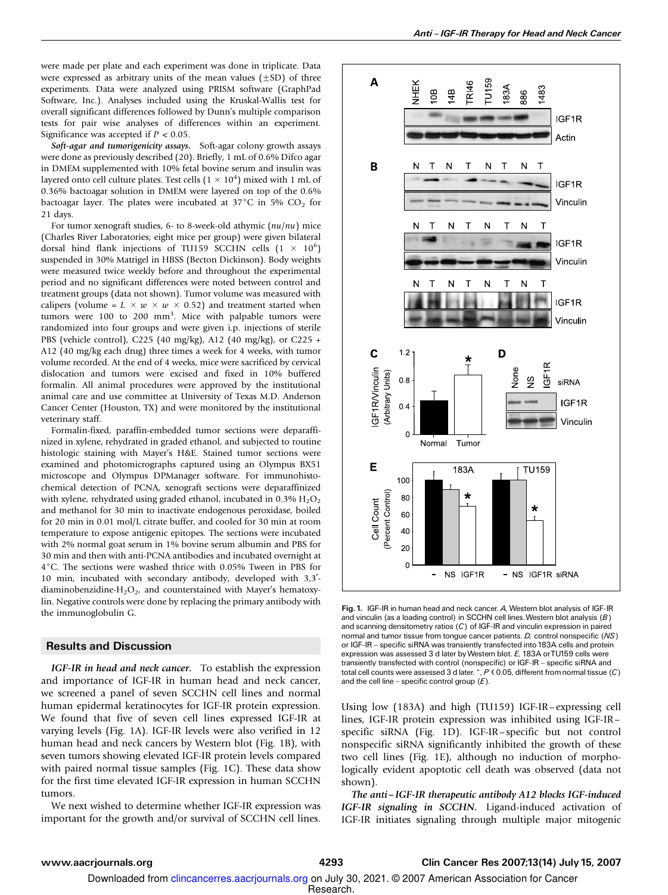were made per plate and each experiment was done in triplicate. Data were expressed as arbitrary units of the mean values (±SD) of three experiments. Data were analyzed using PRISM software (GraphPad Software, Inc.). Analyses included using the Kruskal-Wallis test for overall significant differences followed by Dunn's multiple comparison tests for pair wise analyses of differences within an experiment. Significance was accepted if $P < 0.05$.

***Soft-agar and tumorigenicity assays.*** Soft-agar colony growth assays were done as previously described (20). Briefly, 1 mL of 0.6% Difco agar in DMEM supplemented with 10% fetal bovine serum and insulin was layered onto cell culture plates. Test cells ($1 \times 10^4$) mixed with 1 mL of 0.36% bactoagar solution in DMEM were layered on top of the 0.6% bactoagar layer. The plates were incubated at 37°C in 5% $CO_2$ for 21 days.

For tumor xenograft studies, 6- to 8-week-old athymic (*nu/nu*) mice (Charles River Laboratories; eight mice per group) were given bilateral dorsal hind flank injections of TU159 SCCHN cells ($1 \times 10^6$) suspended in 30% Matrigel in HBSS (Becton Dickinson). Body weights were measured twice weekly before and throughout the experimental period and no significant differences were noted between control and treatment groups (data not shown). Tumor volume was measured with calipers (volume = $L \times w \times w \times 0.52$) and treatment started when tumors were 100 to 200 mm$^3$. Mice with palpable tumors were randomized into four groups and were given i.p. injections of sterile PBS (vehicle control), C225 (40 mg/kg), A12 (40 mg/kg), or C225 + A12 (40 mg/kg each drug) three times a week for 4 weeks, with tumor volume recorded. At the end of 4 weeks, mice were sacrificed by cervical dislocation and tumors were excised and fixed in 10% buffered formalin. All animal procedures were approved by the institutional animal care and use committee at University of Texas M.D. Anderson Cancer Center (Houston, TX) and were monitored by the institutional veterinary staff.

Formalin-fixed, paraffin-embedded tumor sections were deparaffinized in xylene, rehydrated in graded ethanol, and subjected to routine histologic staining with Mayer's H&E. Stained tumor sections were examined and photomicrographs captured using an Olympus BX51 microscope and Olympus DPManager software. For immunohistochemical detection of PCNA, xenograft sections were deparaffinized with xylene, rehydrated using graded ethanol, incubated in 0.3% $H_2O_2$ and methanol for 30 min to inactivate endogenous peroxidase, boiled for 20 min in 0.01 mol/L citrate buffer, and cooled for 30 min at room temperature to expose antigenic epitopes. The sections were incubated with 2% normal goat serum in 1% bovine serum albumin and PBS for 30 min and then with anti-PCNA antibodies and incubated overnight at 4°C. The sections were washed thrice with 0.05% Tween in PBS for 10 min, incubated with secondary antibody, developed with 3,3′-diaminobenzidine-$H_2O_2$, and counterstained with Mayer's hematoxylin. Negative controls were done by replacing the primary antibody with the immunoglobulin G.

## Results and Discussion

***IGF-IR in head and neck cancer.*** To establish the expression and importance of IGF-IR in human head and neck cancer, we screened a panel of seven SCCHN cell lines and normal human epidermal keratinocytes for IGF-IR protein expression. We found that five of seven cell lines expressed IGF-IR at varying levels (Fig. 1A). IGF-IR levels were also verified in 12 human head and neck cancers by Western blot (Fig. 1B), with seven tumors showing elevated IGF-IR protein levels compared with paired normal tissue samples (Fig. 1C). These data show for the first time elevated IGF-IR expression in human SCCHN tumors.

We next wished to determine whether IGF-IR expression was important for the growth and/or survival of SCCHN cell lines. Using low (183A) and high (TU159) IGF-IR–expressing cell lines, IGF-IR protein expression was inhibited using IGF-IR–specific siRNA (Fig. 1D). IGF-IR–specific but not control nonspecific siRNA significantly inhibited the growth of these two cell lines (Fig. 1E), although no induction of morphologically evident apoptotic cell death was observed (data not shown).

***The anti–IGF-IR therapeutic antibody A12 blocks IGF-induced IGF-IR signaling in SCCHN.*** Ligand-induced activation of IGF-IR initiates signaling through multiple major mitogenic

**Fig. 1.** IGF-IR in human head and neck cancer. *A*, Western blot analysis of IGF-IR and vinculin (as a loading control) in SCCHN cell lines. Western blot analysis (*B*) and scanning densitometry ratios (*C*) of IGF-IR and vinculin expression in paired normal and tumor tissue from tongue cancer patients. *D*, control nonspecific (*NS*) or IGF-IR–specific siRNA was transiently transfected into 183A cells and protein expression was assessed 3 d later by Western blot. *E*, 183A or TU159 cells were transiently transfected with control (nonspecific) or IGF-IR–specific siRNA and total cell counts were assessed 3 d later. *, $P < 0.05$, different from normal tissue (*C*) and the cell line–specific control group (*E*).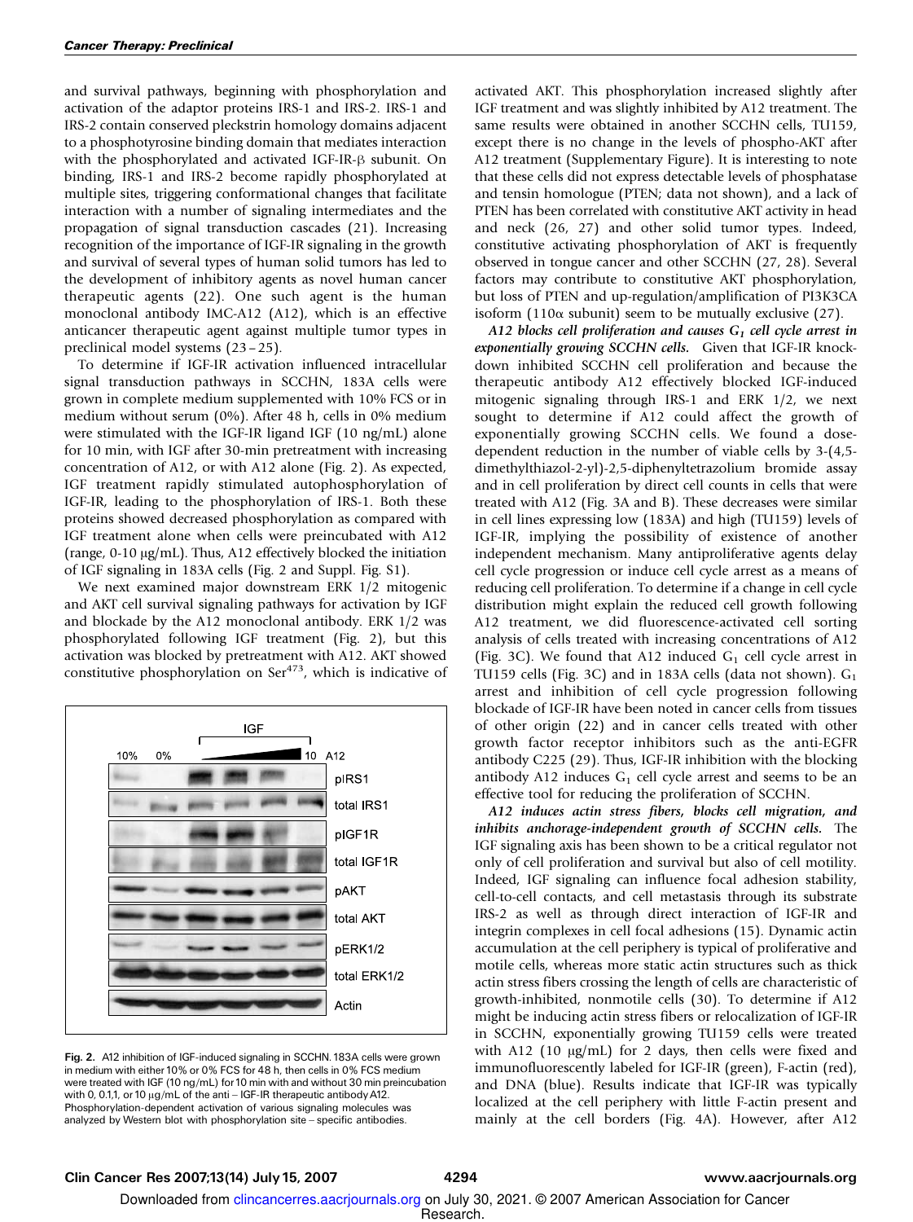and survival pathways, beginning with phosphorylation and activation of the adaptor proteins IRS-1 and IRS-2. IRS-1 and IRS-2 contain conserved pleckstrin homology domains adjacent to a phosphotyrosine binding domain that mediates interaction with the phosphorylated and activated IGF-IR-β subunit. On binding, IRS-1 and IRS-2 become rapidly phosphorylated at multiple sites, triggering conformational changes that facilitate interaction with a number of signaling intermediates and the propagation of signal transduction cascades (21). Increasing recognition of the importance of IGF-IR signaling in the growth and survival of several types of human solid tumors has led to the development of inhibitory agents as novel human cancer therapeutic agents (22). One such agent is the human monoclonal antibody IMC-A12 (A12), which is an effective anticancer therapeutic agent against multiple tumor types in preclinical model systems (23–25).

To determine if IGF-IR activation influenced intracellular signal transduction pathways in SCCHN, 183A cells were grown in complete medium supplemented with 10% FCS or in medium without serum (0%). After 48 h, cells in 0% medium were stimulated with the IGF-IR ligand IGF (10 ng/mL) alone for 10 min, with IGF after 30-min pretreatment with increasing concentration of A12, or with A12 alone (Fig. 2). As expected, IGF treatment rapidly stimulated autophosphorylation of IGF-IR, leading to the phosphorylation of IRS-1. Both these proteins showed decreased phosphorylation as compared with IGF treatment alone when cells were preincubated with A12 (range, 0-10 μg/mL). Thus, A12 effectively blocked the initiation of IGF signaling in 183A cells (Fig. 2 and Suppl. Fig. S1).

We next examined major downstream ERK 1/2 mitogenic and AKT cell survival signaling pathways for activation by IGF and blockade by the A12 monoclonal antibody. ERK 1/2 was phosphorylated following IGF treatment (Fig. 2), but this activation was blocked by pretreatment with A12. AKT showed constitutive phosphorylation on Ser[473], which is indicative of activated AKT. This phosphorylation increased slightly after IGF treatment and was slightly inhibited by A12 treatment. The same results were obtained in another SCCHN cells, TU159, except there is no change in the levels of phospho-AKT after A12 treatment (Supplementary Figure). It is interesting to note that these cells did not express detectable levels of phosphatase and tensin homologue (PTEN; data not shown), and a lack of PTEN has been correlated with constitutive AKT activity in head and neck (26, 27) and other solid tumor types. Indeed, constitutive activating phosphorylation of AKT is frequently observed in tongue cancer and other SCCHN (27, 28). Several factors may contribute to constitutive AKT phosphorylation, but loss of PTEN and up-regulation/amplification of PI3KCA isoform (110α subunit) seem to be mutually exclusive (27).

Fig. 2. A12 inhibition of IGF-induced signaling in SCCHN. 183A cells were grown in medium with either 10% or 0% FCS for 48 h, then cells in 0% FCS medium were treated with IGF (10 ng/mL) for 10 min with and without 30 min preincubation with 0, 0.1,1, or 10 μg/mL of the anti–IGF-IR therapeutic antibody A12. Phosphorylation-dependent activation of various signaling molecules was analyzed by Western blot with phosphorylation site–specific antibodies.

***A12 blocks cell proliferation and causes $G_1$ cell cycle arrest in exponentially growing SCCHN cells.*** Given that IGF-IR knockdown inhibited SCCHN cell proliferation and because the therapeutic antibody A12 effectively blocked IGF-induced mitogenic signaling through IRS-1 and ERK 1/2, we next sought to determine if A12 could affect the growth of exponentially growing SCCHN cells. We found a dose-dependent reduction in the number of viable cells by 3-(4,5-dimethylthiazol-2-yl)-2,5-diphenyltetrazolium bromide assay and in cell proliferation by direct cell counts in cells that were treated with A12 (Fig. 3A and B). These decreases were similar in cell lines expressing low (183A) and high (TU159) levels of IGF-IR, implying the possibility of existence of another independent mechanism. Many antiproliferative agents delay cell cycle progression or induce cell cycle arrest as a means of reducing cell proliferation. To determine if a change in cell cycle distribution might explain the reduced cell growth following A12 treatment, we did fluorescence-activated cell sorting analysis of cells treated with increasing concentrations of A12 (Fig. 3C). We found that A12 induced $G_1$ cell cycle arrest in TU159 cells (Fig. 3C) and in 183A cells (data not shown). $G_1$ arrest and inhibition of cell cycle progression following blockade of IGF-IR have been noted in cancer cells from tissues of other origin (22) and in cancer cells treated with other growth factor receptor inhibitors such as the anti-EGFR antibody C225 (29). Thus, IGF-IR inhibition with the blocking antibody A12 induces $G_1$ cell cycle arrest and seems to be an effective tool for reducing the proliferation of SCCHN.

***A12 induces actin stress fibers, blocks cell migration, and inhibits anchorage-independent growth of SCCHN cells.*** The IGF signaling axis has been shown to be a critical regulator not only of cell proliferation and survival but also of cell motility. Indeed, IGF signaling can influence focal adhesion stability, cell-to-cell contacts, and cell metastasis through its substrate IRS-2 as well as through direct interaction of IGF-IR and integrin complexes in cell focal adhesions (15). Dynamic actin accumulation at the cell periphery is typical of proliferative and motile cells, whereas more static actin structures such as thick actin stress fibers crossing the length of cells are characteristic of growth-inhibited, nonmotile cells (30). To determine if A12 might be inducing actin stress fibers or relocalization of IGF-IR in SCCHN, exponentially growing TU159 cells were treated with A12 (10 μg/mL) for 2 days, then cells were fixed and immunofluorescently labeled for IGF-IR (green), F-actin (red), and DNA (blue). Results indicate that IGF-IR was typically localized at the cell periphery with little F-actin present and mainly at the cell borders (Fig. 4A). However, after A12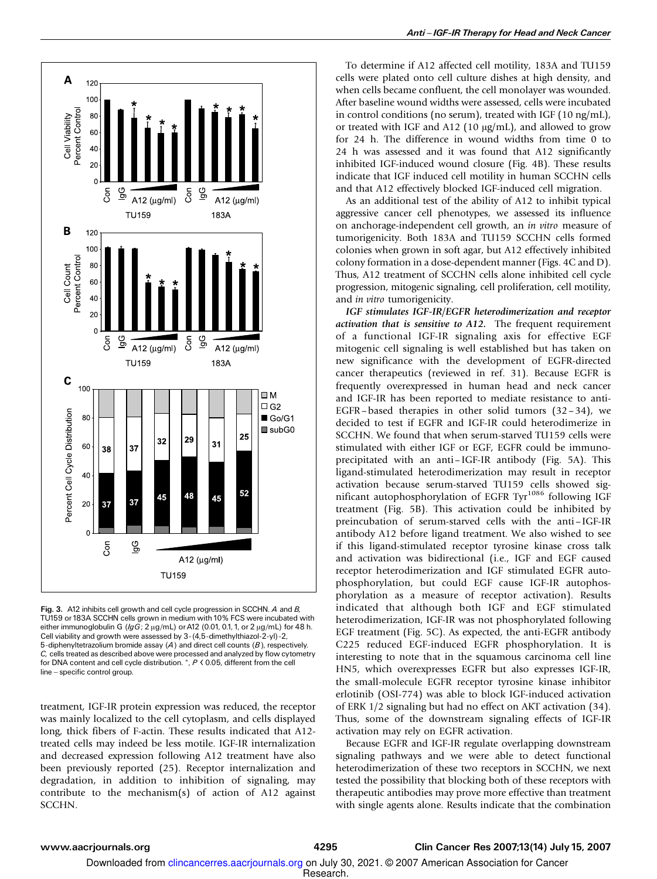Fig. 3. A12 inhibits cell growth and cell cycle progression in SCCHN. *A* and *B*, TU159 or 183A SCCHN cells grown in medium with 10% FCS were incubated with either immunoglobulin G (*IgG*; 2 μg/mL) or A12 (0.01, 0.1, 1, or 2 μg/mL) for 48 h. Cell viability and growth were assessed by 3-(4,5-dimethylthiazol-2-yl)-2, 5-diphenyltetrazolium bromide assay (*A*) and direct cell counts (*B*), respectively. *C*, cells treated as described above were processed and analyzed by flow cytometry for DNA content and cell cycle distribution. *, $P < 0.05$, different from the cell line–specific control group.

treatment, IGF-IR protein expression was reduced, the receptor was mainly localized to the cell cytoplasm, and cells displayed long, thick fibers of F-actin. These results indicated that A12-treated cells may indeed be less motile. IGF-IR internalization and decreased expression following A12 treatment have also been previously reported (25). Receptor internalization and degradation, in addition to inhibition of signaling, may contribute to the mechanism(s) of action of A12 against SCCHN.

To determine if A12 affected cell motility, 183A and TU159 cells were plated onto cell culture dishes at high density, and when cells became confluent, the cell monolayer was wounded. After baseline wound widths were assessed, cells were incubated in control conditions (no serum), treated with IGF (10 ng/mL), or treated with IGF and A12 (10 μg/mL), and allowed to grow for 24 h. The difference in wound widths from time 0 to 24 h was assessed and it was found that A12 significantly inhibited IGF-induced wound closure (Fig. 4B). These results indicate that IGF induced cell motility in human SCCHN cells and that A12 effectively blocked IGF-induced cell migration.

As an additional test of the ability of A12 to inhibit typical aggressive cancer cell phenotypes, we assessed its influence on anchorage-independent cell growth, an *in vitro* measure of tumorigenicity. Both 183A and TU159 SCCHN cells formed colonies when grown in soft agar, but A12 effectively inhibited colony formation in a dose-dependent manner (Figs. 4C and D). Thus, A12 treatment of SCCHN cells alone inhibited cell cycle progression, mitogenic signaling, cell proliferation, cell motility, and *in vitro* tumorigenicity.

***IGF stimulates IGF-IR/EGFR heterodimerization and receptor activation that is sensitive to A12.*** The frequent requirement of a functional IGF-IR signaling axis for effective EGF mitogenic cell signaling is well established but has taken on new significance with the development of EGFR-directed cancer therapeutics (reviewed in ref. 31). Because EGFR is frequently overexpressed in human head and neck cancer and IGF-IR has been reported to mediate resistance to anti-EGFR–based therapies in other solid tumors (32–34), we decided to test if EGFR and IGF-IR could heterodimerize in SCCHN. We found that when serum-starved TU159 cells were stimulated with either IGF or EGF, EGFR could be immunoprecipitated with an anti–IGF-IR antibody (Fig. 5A). This ligand-stimulated heterodimerization may result in receptor activation because serum-starved TU159 cells showed significant autophosphorylation of EGFR Tyr[1086] following IGF treatment (Fig. 5B). This activation could be inhibited by preincubation of serum-starved cells with the anti–IGF-IR antibody A12 before ligand treatment. We also wished to see if this ligand-stimulated receptor tyrosine kinase cross talk and activation was bidirectional (i.e., IGF and EGF caused receptor heterodimerization and IGF stimulated EGFR autophosphorylation, but could EGF cause IGF-IR autophosphorylation as a measure of receptor activation). Results indicated that although both IGF and EGF stimulated heterodimerization, IGF-IR was not phosphorylated following EGF treatment (Fig. 5C). As expected, the anti-EGFR antibody C225 reduced EGF-induced EGFR phosphorylation. It is interesting to note that in the squamous carcinoma cell line HN5, which overexpresses EGFR but also expresses IGF-IR, the small-molecule EGFR receptor tyrosine kinase inhibitor erlotinib (OSI-774) was able to block IGF-induced activation of ERK 1/2 signaling but had no effect on AKT activation (34). Thus, some of the downstream signaling effects of IGF-IR activation may rely on EGFR activation.

Because EGFR and IGF-IR regulate overlapping downstream signaling pathways and we were able to detect functional heterodimerization of these two receptors in SCCHN, we next tested the possibility that blocking both of these receptors with therapeutic antibodies may prove more effective than treatment with single agents alone. Results indicate that the combination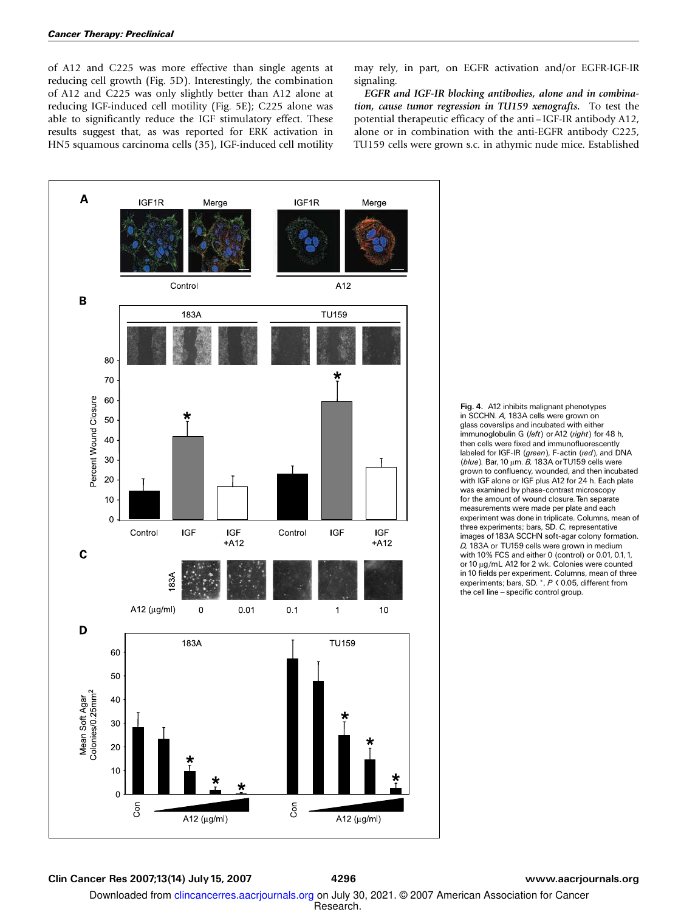of A12 and C225 was more effective than single agents at reducing cell growth (Fig. 5D). Interestingly, the combination of A12 and C225 was only slightly better than A12 alone at reducing IGF-induced cell motility (Fig. 5E); C225 alone was able to significantly reduce the IGF stimulatory effect. These results suggest that, as was reported for ERK activation in HN5 squamous carcinoma cells (35), IGF-induced cell motility may rely, in part, on EGFR activation and/or EGFR-IGF-IR signaling.

***EGFR and IGF-IR blocking antibodies, alone and in combination, cause tumor regression in TU159 xenografts.*** To test the potential therapeutic efficacy of the anti–IGF-IR antibody A12, alone or in combination with the anti-EGFR antibody C225, TU159 cells were grown s.c. in athymic nude mice. Established

**Fig. 4.** A12 inhibits malignant phenotypes in SCCHN. *A,* 183A cells were grown on glass coverslips and incubated with either immunoglobulin G (*left*) or A12 (*right*) for 48 h, then cells were fixed and immunofluorescently labeled for IGF-IR (*green*), F-actin (*red*), and DNA (*blue*). Bar, 10 μm. *B,* 183A or TU159 cells were grown to confluency, wounded, and then incubated with IGF alone or IGF plus A12 for 24 h. Each plate was examined by phase-contrast microscopy for the amount of wound closure. Ten separate measurements were made per plate and each experiment was done in triplicate. Columns, mean of three experiments; bars, SD. *C,* representative images of 183A SCCHN soft-agar colony formation. *D,* 183A or TU159 cells were grown in medium with 10% FCS and either 0 (control) or 0.01, 0.1, 1, or 10 μg/mL A12 for 2 wk. Colonies were counted in 10 fields per experiment. Columns, mean of three experiments; bars, SD. *, $P < 0.05$, different from the cell line–specific control group.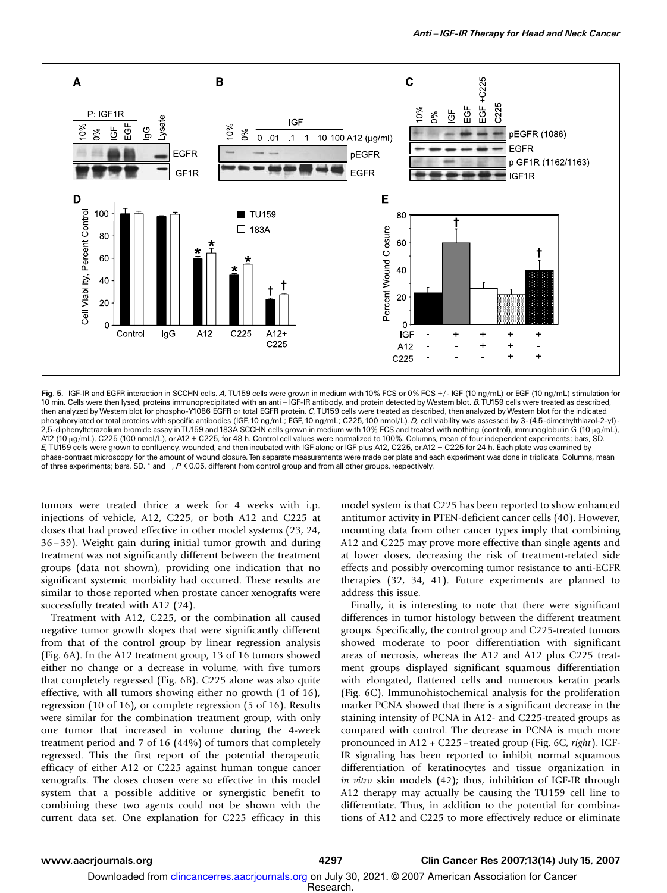**Fig. 5.** IGF-IR and EGFR interaction in SCCHN cells. *A*, TU159 cells were grown in medium with 10% FCS or 0% FCS +/- IGF (10 ng/mL) or EGF (10 ng/mL) stimulation for 10 min. Cells were then lysed, proteins immunoprecipitated with an anti – IGF-IR antibody, and protein detected by Western blot. *B*, TU159 cells were treated as described, then analyzed by Western blot for phospho-Y1086 EGFR or total EGFR protein. *C*, TU159 cells were treated as described, then analyzed by Western blot for the indicated phosphorylated or total proteins with specific antibodies (IGF, 10 ng/mL; EGF, 10 ng/mL; C225, 100 nmol/L). *D*, cell viability was assessed by 3-(4,5-dimethylthiazol-2-yl)-2,5-diphenyltetrazolium bromide assay in TU159 and 183A SCCHN cells grown in medium with 10% FCS and treated with nothing (control), immunoglobulin G (10 μg/mL), A12 (10 μg/mL), C225 (100 nmol/L), or A12 + C225, for 48 h. Control cell values were normalized to 100%. Columns, mean of four independent experiments; bars, SD. *E*, TU159 cells were grown to confluency, wounded, and then incubated with IGF alone or IGF plus A12, C225, or A12 + C225 for 24 h. Each plate was examined by phase-contrast microscopy for the amount of wound closure. Ten separate measurements were made per plate and each experiment was done in triplicate. Columns, mean of three experiments; bars, SD. * and †, $P < 0.05$, different from control group and from all other groups, respectively.

tumors were treated thrice a week for 4 weeks with i.p. injections of vehicle, A12, C225, or both A12 and C225 at doses that had proved effective in other model systems (23, 24, 36 – 39). Weight gain during initial tumor growth and during treatment was not significantly different between the treatment groups (data not shown), providing one indication that no significant systemic morbidity had occurred. These results are similar to those reported when prostate cancer xenografts were successfully treated with A12 (24).

Treatment with A12, C225, or the combination all caused negative tumor growth slopes that were significantly different from that of the control group by linear regression analysis (Fig. 6A). In the A12 treatment group, 13 of 16 tumors showed either no change or a decrease in volume, with five tumors that completely regressed (Fig. 6B). C225 alone was also quite effective, with all tumors showing either no growth (1 of 16), regression (10 of 16), or complete regression (5 of 16). Results were similar for the combination treatment group, with only one tumor that increased in volume during the 4-week treatment period and 7 of 16 (44%) of tumors that completely regressed. This the first report of the potential therapeutic efficacy of either A12 or C225 against human tongue cancer xenografts. The doses chosen were so effective in this model system that a possible additive or synergistic benefit to combining these two agents could not be shown with the current data set. One explanation for C225 efficacy in this model system is that C225 has been reported to show enhanced antitumor activity in PTEN-deficient cancer cells (40). However, mounting data from other cancer types imply that combining A12 and C225 may prove more effective than single agents and at lower doses, decreasing the risk of treatment-related side effects and possibly overcoming tumor resistance to anti-EGFR therapies (32, 34, 41). Future experiments are planned to address this issue.

Finally, it is interesting to note that there were significant differences in tumor histology between the different treatment groups. Specifically, the control group and C225-treated tumors showed moderate to poor differentiation with significant areas of necrosis, whereas the A12 and A12 plus C225 treatment groups displayed significant squamous differentiation with elongated, flattened cells and numerous keratin pearls (Fig. 6C). Immunohistochemical analysis for the proliferation marker PCNA showed that there is a significant decrease in the staining intensity of PCNA in A12- and C225-treated groups as compared with control. The decrease in PCNA is much more pronounced in A12 + C225 – treated group (Fig. 6C, *right*). IGF-IR signaling has been reported to inhibit normal squamous differentiation of keratinocytes and tissue organization in *in vitro* skin models (42); thus, inhibition of IGF-IR through A12 therapy may actually be causing the TU159 cell line to differentiate. Thus, in addition to the potential for combinations of A12 and C225 to more effectively reduce or eliminate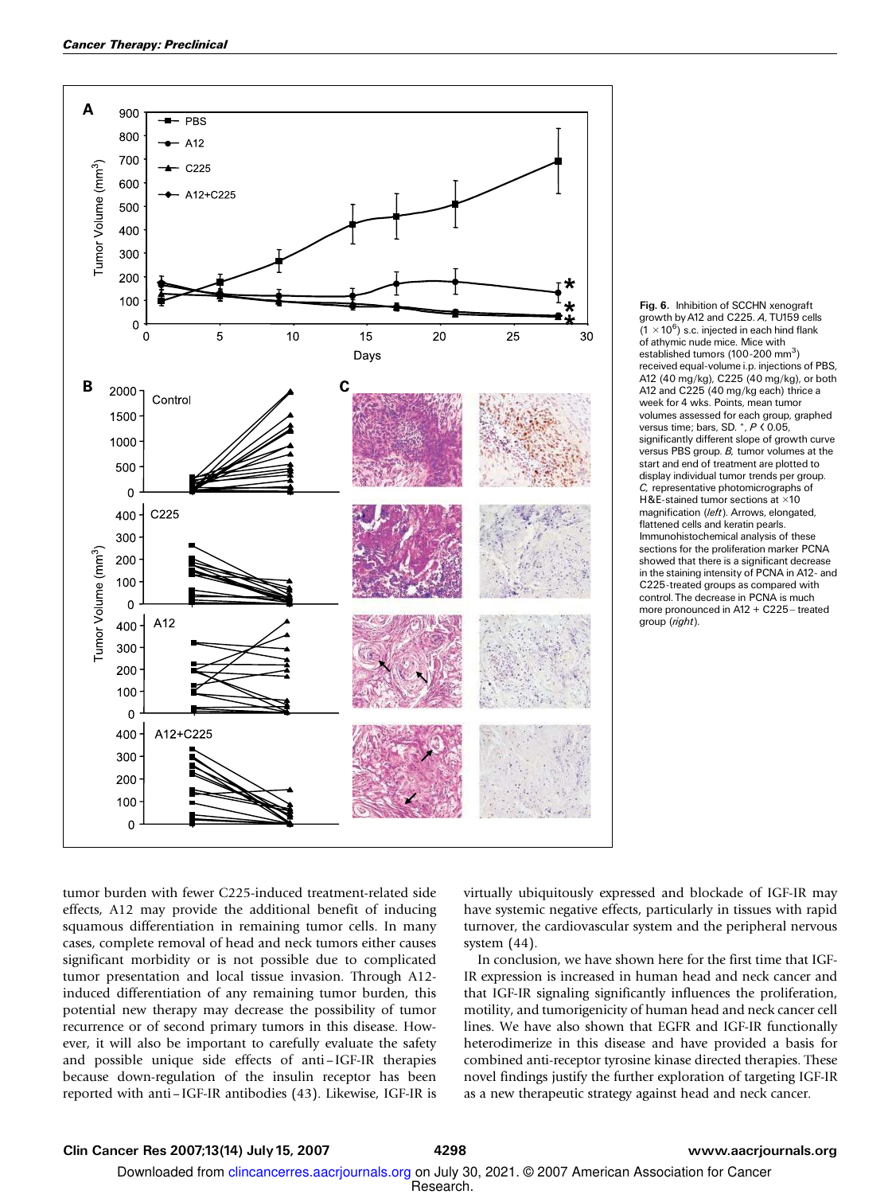**Fig. 6.** Inhibition of SCCHN xenograft growth by A12 and C225. *A,* TU159 cells ($1 \times 10^6$) s.c. injected in each hind flank of athymic nude mice. Mice with established tumors (100-200 $mm^3$) received equal-volume i.p. injections of PBS, A12 (40 mg/kg), C225 (40 mg/kg), or both A12 and C225 (40 mg/kg each) thrice a week for 4 wks. Points, mean tumor volumes assessed for each group, graphed versus time; bars, SD. *, $P < 0.05$, significantly different slope of growth curve versus PBS group. *B,* tumor volumes at the start and end of treatment are plotted to display individual tumor trends per group. *C,* representative photomicrographs of H&E-stained tumor sections at ×10 magnification (*left*). Arrows, elongated, flattened cells and keratin pearls. Immunohistochemical analysis of these sections for the proliferation marker PCNA showed that there is a significant decrease in the staining intensity of PCNA in A12- and C225-treated groups as compared with control. The decrease in PCNA is much more pronounced in A12 + C225–treated group (*right*).

tumor burden with fewer C225-induced treatment-related side effects, A12 may provide the additional benefit of inducing squamous differentiation in remaining tumor cells. In many cases, complete removal of head and neck tumors either causes significant morbidity or is not possible due to complicated tumor presentation and local tissue invasion. Through A12-induced differentiation of any remaining tumor burden, this potential new therapy may decrease the possibility of tumor recurrence or of second primary tumors in this disease. However, it will also be important to carefully evaluate the safety and possible unique side effects of anti–IGF-IR therapies because down-regulation of the insulin receptor has been reported with anti–IGF-IR antibodies (43). Likewise, IGF-IR is virtually ubiquitously expressed and blockade of IGF-IR may have systemic negative effects, particularly in tissues with rapid turnover, the cardiovascular system and the peripheral nervous system (44).

In conclusion, we have shown here for the first time that IGF-IR expression is increased in human head and neck cancer and that IGF-IR signaling significantly influences the proliferation, motility, and tumorigenicity of human head and neck cancer cell lines. We have also shown that EGFR and IGF-IR functionally heterodimerize in this disease and have provided a basis for combined anti-receptor tyrosine kinase directed therapies. These novel findings justify the further exploration of targeting IGF-IR as a new therapeutic strategy against head and neck cancer.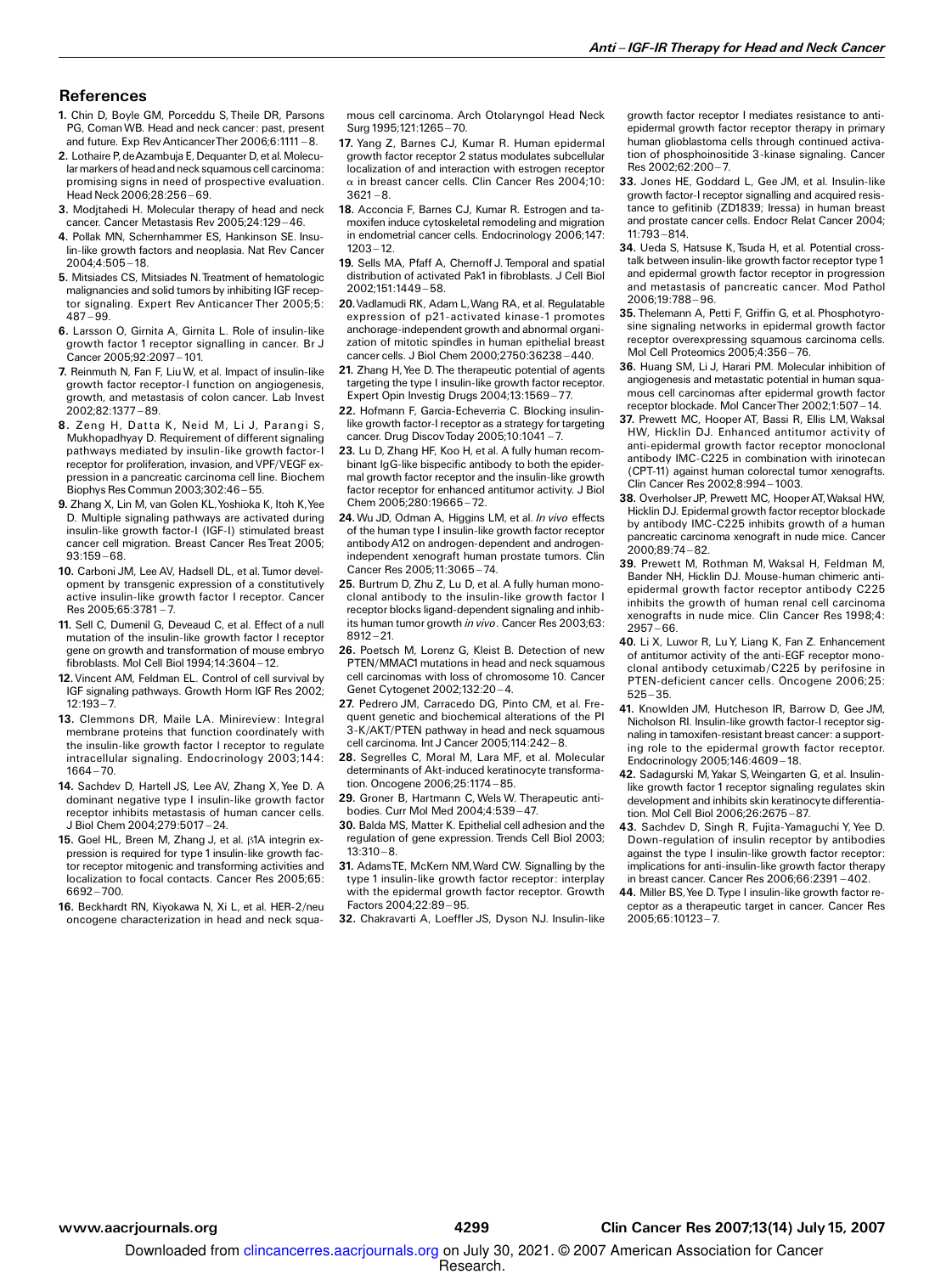## References

1. Chin D, Boyle GM, Porceddu S, Theile DR, Parsons PG, Coman WB. Head and neck cancer: past, present and future. Exp Rev Anticancer Ther 2006;6:1111 – 8.
2. Lothaire P, de Azambuja E, Dequanter D, et al. Molecular markers of head and neck squamous cell carcinoma: promising signs in need of prospective evaluation. Head Neck 2006;28:256 – 69.
3. Modjtahedi H. Molecular therapy of head and neck cancer. Cancer Metastasis Rev 2005;24:129 – 46.
4. Pollak MN, Schernhammer ES, Hankinson SE. Insulin-like growth factors and neoplasia. Nat Rev Cancer 2004;4:505 – 18.
5. Mitsiades CS, Mitsiades N. Treatment of hematologic malignancies and solid tumors by inhibiting IGF receptor signaling. Expert Rev Anticancer Ther 2005;5:487 – 99.
6. Larsson O, Girnita A, Girnita L. Role of insulin-like growth factor 1 receptor signalling in cancer. Br J Cancer 2005;92:2097 – 101.
7. Reinmuth N, Fan F, Liu W, et al. Impact of insulin-like growth factor receptor-I function on angiogenesis, growth, and metastasis of colon cancer. Lab Invest 2002;82:1377 – 89.
8. Zeng H, Datta K, Neid M, Li J, Parangi S, Mukhopadhyay D. Requirement of different signaling pathways mediated by insulin-like growth factor-I receptor for proliferation, invasion, and VPF/VEGF expression in a pancreatic carcinoma cell line. Biochem Biophys Res Commun 2003;302:46 – 55.
9. Zhang X, Lin M, van Golen KL, Yoshioka K, Itoh K, Yee D. Multiple signaling pathways are activated during insulin-like growth factor-I (IGF-I) stimulated breast cancer cell migration. Breast Cancer Res Treat 2005;93:159 – 68.
10. Carboni JM, Lee AV, Hadsell DL, et al. Tumor development by transgenic expression of a constitutively active insulin-like growth factor I receptor. Cancer Res 2005;65:3781 – 7.
11. Sell C, Dumenil G, Deveaud C, et al. Effect of a null mutation of the insulin-like growth factor I receptor gene on growth and transformation of mouse embryo fibroblasts. Mol Cell Biol 1994;14:3604 – 12.
12. Vincent AM, Feldman EL. Control of cell survival by IGF signaling pathways. Growth Horm IGF Res 2002;12:193 – 7.
13. Clemmons DR, Maile LA. Minireview: Integral membrane proteins that function coordinately with the insulin-like growth factor I receptor to regulate intracellular signaling. Endocrinology 2003;144:1664 – 70.
14. Sachdev D, Hartell JS, Lee AV, Zhang X, Yee D. A dominant negative type I insulin-like growth factor receptor inhibits metastasis of human cancer cells. J Biol Chem 2004;279:5017 – 24.
15. Goel HL, Breen M, Zhang J, et al. β1A integrin expression is required for type 1 insulin-like growth factor receptor mitogenic and transforming activities and localization to focal contacts. Cancer Res 2005;65:6692 – 700.
16. Beckhardt RN, Kiyokawa N, Xi L, et al. HER-2/neu oncogene characterization in head and neck squamous cell carcinoma. Arch Otolaryngol Head Neck Surg 1995;121:1265 – 70.
17. Yang Z, Barnes CJ, Kumar R. Human epidermal growth factor receptor 2 status modulates subcellular localization of and interaction with estrogen receptor α in breast cancer cells. Clin Cancer Res 2004;10:3621 – 8.
18. Acconcia F, Barnes CJ, Kumar R. Estrogen and tamoxifen induce cytoskeletal remodeling and migration in endometrial cancer cells. Endocrinology 2006;147:1203 – 12.
19. Sells MA, Pfaff A, Chernoff J. Temporal and spatial distribution of activated Pak1 in fibroblasts. J Cell Biol 2002;151:1449 – 58.
20. Vadlamudi RK, Adam L, Wang RA, et al. Regulatable expression of p21-activated kinase-1 promotes anchorage-independent growth and abnormal organization of mitotic spindles in human epithelial breast cancer cells. J Biol Chem 2000;2750:36238 – 440.
21. Zhang H, Yee D. The therapeutic potential of agents targeting the type I insulin-like growth factor receptor. Expert Opin Investig Drugs 2004;13:1569 – 77.
22. Hofmann F, Garcia-Echeverria C. Blocking insulin-like growth factor-I receptor as a strategy for targeting cancer. Drug Discov Today 2005;10:1041 – 7.
23. Lu D, Zhang HF, Koo H, et al. A fully human recombinant IgG-like bispecific antibody to both the epidermal growth factor receptor and the insulin-like growth factor receptor for enhanced antitumor activity. J Biol Chem 2005;280:19665 – 72.
24. Wu JD, Odman A, Higgins LM, et al. *In vivo* effects of the human type I insulin-like growth factor receptor antibody A12 on androgen-dependent and androgen-independent xenograft human prostate tumors. Clin Cancer Res 2005;11:3065 – 74.
25. Burtrum D, Zhu Z, Lu D, et al. A fully human monoclonal antibody to the insulin-like growth factor I receptor blocks ligand-dependent signaling and inhibits human tumor growth *in vivo*. Cancer Res 2003;63:8912 – 21.
26. Poetsch M, Lorenz G, Kleist B. Detection of new PTEN/MMAC1 mutations in head and neck squamous cell carcinomas with loss of chromosome 10. Cancer Genet Cytogenet 2002;132:20 – 4.
27. Pedrero JM, Carracedo DG, Pinto CM, et al. Frequent genetic and biochemical alterations of the PI 3-K/AKT/PTEN pathway in head and neck squamous cell carcinoma. Int J Cancer 2005;114:242 – 8.
28. Segrelles C, Moral M, Lara MF, et al. Molecular determinants of Akt-induced keratinocyte transformation. Oncogene 2006;25:1174 – 85.
29. Groner B, Hartmann C, Wels W. Therapeutic antibodies. Curr Mol Med 2004;4:539 – 47.
30. Balda MS, Matter K. Epithelial cell adhesion and the regulation of gene expression. Trends Cell Biol 2003;13:310 – 8.
31. Adams TE, McKern NM, Ward CW. Signalling by the type 1 insulin-like growth factor receptor: interplay with the epidermal growth factor receptor. Growth Factors 2004;22:89 – 95.
32. Chakravarti A, Loeffler JS, Dyson NJ. Insulin-like growth factor receptor I mediates resistance to anti-epidermal growth factor receptor therapy in primary human glioblastoma cells through continued activation of phosphoinositide 3-kinase signaling. Cancer Res 2002;62:200 – 7.
33. Jones HE, Goddard L, Gee JM, et al. Insulin-like growth factor-I receptor signalling and acquired resistance to gefitinib (ZD1839; Iressa) in human breast and prostate cancer cells. Endocr Relat Cancer 2004;11:793 – 814.
34. Ueda S, Hatsuse K, Tsuda H, et al. Potential crosstalk between insulin-like growth factor receptor type 1 and epidermal growth factor receptor in progression and metastasis of pancreatic cancer. Mod Pathol 2006;19:788 – 96.
35. Thelemann A, Petti F, Griffin G, et al. Phosphotyrosine signaling networks in epidermal growth factor receptor overexpressing squamous cell carcinoma cells. Mol Cell Proteomics 2005;4:356 – 76.
36. Huang SM, Li J, Harari PM. Molecular inhibition of angiogenesis and metastatic potential in human squamous cell carcinomas after epidermal growth factor receptor blockade. Mol Cancer Ther 2002;1:507 – 14.
37. Prewett MC, Hooper AT, Bassi R, Ellis LM, Waksal HW, Hicklin DJ. Enhanced antitumor activity of anti-epidermal growth factor receptor monoclonal antibody IMC-C225 in combination with irinotecan (CPT-11) against human colorectal tumor xenografts. Clin Cancer Res 2002;8:994 – 1003.
38. Overholser JP, Prewett MC, Hooper AT, Waksal HW, Hicklin DJ. Epidermal growth factor receptor blockade by antibody IMC-C225 inhibits growth of a human pancreatic carcinoma xenograft in nude mice. Cancer 2000;89:74 – 82.
39. Prewett M, Rothman M, Waksal H, Feldman M, Bander NH, Hicklin DJ. Mouse-human chimeric anti-epidermal growth factor receptor antibody C225 inhibits the growth of human renal cell carcinoma xenografts in nude mice. Clin Cancer Res 1998;4:2957 – 66.
40. Li X, Luwor R, Lu Y, Liang K, Fan Z. Enhancement of antitumor activity of the anti-EGF receptor monoclonal antibody cetuximab/C225 by perifosine in PTEN-deficient cancer cells. Oncogene 2006;25:525 – 35.
41. Knowlden JM, Hutcheson IR, Barrow D, Gee JM, Nicholson RI. Insulin-like growth factor-I receptor signaling in tamoxifen-resistant breast cancer: a supporting role to the epidermal growth factor receptor. Endocrinology 2005;146:4609 – 18.
42. Sadagurski M, Yakar S, Weingarten G, et al. Insulin-like growth factor 1 receptor signaling regulates skin development and inhibits skin keratinocyte differentiation. Mol Cell Biol 2006;26:2675 – 87.
43. Sachdev D, Singh R, Fujita-Yamaguchi Y, Yee D. Down-regulation of insulin receptor by antibodies against the type I insulin-like growth factor receptor: implications for anti-insulin-like growth factor therapy in breast cancer. Cancer Res 2006;66:2391 – 402.
44. Miller BS, Yee D. Type I insulin-like growth factor receptor as a therapeutic target in cancer. Cancer Res 2005;65:10123 – 7.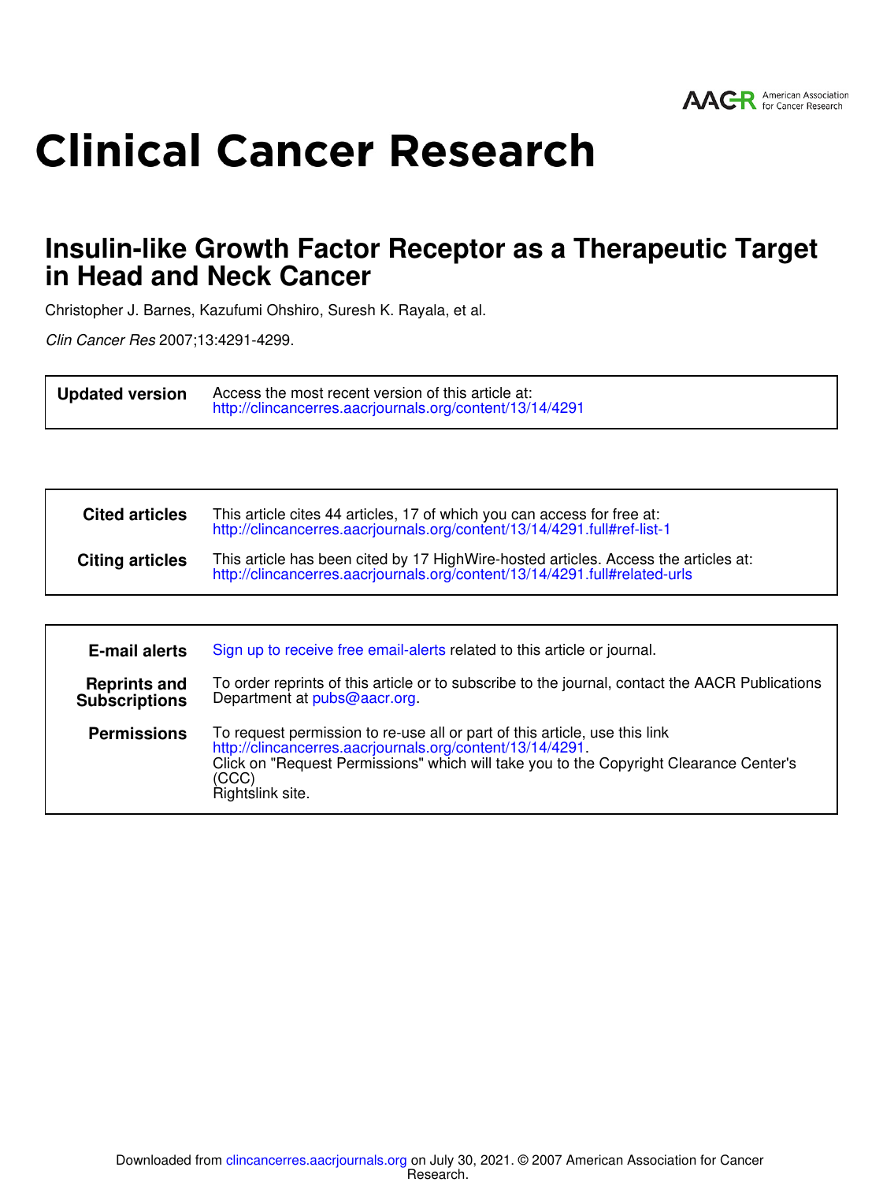# Clinical Cancer Research

## Insulin-like Growth Factor Receptor as a Therapeutic Target in Head and Neck Cancer

Christopher J. Barnes, Kazufumi Ohshiro, Suresh K. Rayala, et al.

*Clin Cancer Res* 2007;13:4291-4299.

| | |
|---|---|
| **Updated version** | Access the most recent version of this article at: http://clincancerres.aacrjournals.org/content/13/14/4291 |

| | |
|---|---|
| **Cited articles** | This article cites 44 articles, 17 of which you can access for free at: http://clincancerres.aacrjournals.org/content/13/14/4291.full#ref-list-1 |
| **Citing articles** | This article has been cited by 17 HighWire-hosted articles. Access the articles at: http://clincancerres.aacrjournals.org/content/13/14/4291.full#related-urls |

| | |
|---|---|
| **E-mail alerts** | Sign up to receive free email-alerts related to this article or journal. |
| **Reprints and Subscriptions** | To order reprints of this article or to subscribe to the journal, contact the AACR Publications Department at pubs@aacr.org. |
| **Permissions** | To request permission to re-use all or part of this article, use this link http://clincancerres.aacrjournals.org/content/13/14/4291. Click on "Request Permissions" which will take you to the Copyright Clearance Center's (CCC) Rightslink site. |

Downloaded from clincancerres.aacrjournals.org on July 30, 2021. © 2007 American Association for Cancer Research.